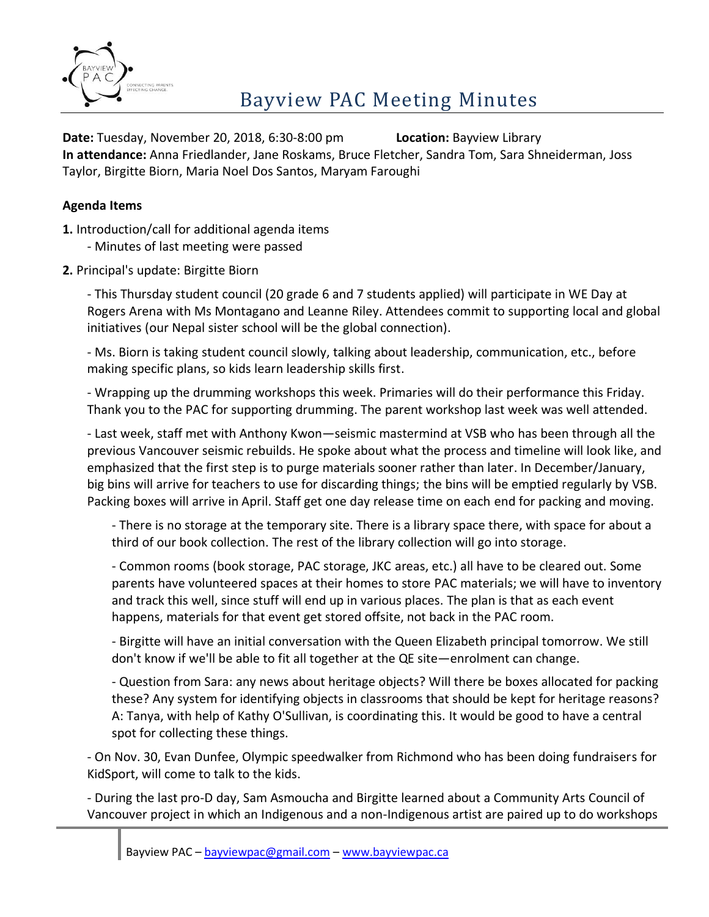# Bayview PAC Meeting Minutes

**Date:** Tuesday, November 20, 2018, 6:30-8:00 pm **Location:** Bayview Library
**In attendance:** Anna Friedlander, Jane Roskams, Bruce Fletcher, Sandra Tom, Sara Shneiderman, Joss Taylor, Birgitte Biorn, Maria Noel Dos Santos, Maryam Faroughi

## Agenda Items

**1.** Introduction/call for additional agenda items

- Minutes of last meeting were passed

**2.** Principal's update: Birgitte Biorn

- This Thursday student council (20 grade 6 and 7 students applied) will participate in WE Day at Rogers Arena with Ms Montagano and Leanne Riley. Attendees commit to supporting local and global initiatives (our Nepal sister school will be the global connection).

- Ms. Biorn is taking student council slowly, talking about leadership, communication, etc., before making specific plans, so kids learn leadership skills first.

- Wrapping up the drumming workshops this week. Primaries will do their performance this Friday. Thank you to the PAC for supporting drumming. The parent workshop last week was well attended.

- Last week, staff met with Anthony Kwon—seismic mastermind at VSB who has been through all the previous Vancouver seismic rebuilds. He spoke about what the process and timeline will look like, and emphasized that the first step is to purge materials sooner rather than later. In December/January, big bins will arrive for teachers to use for discarding things; the bins will be emptied regularly by VSB. Packing boxes will arrive in April. Staff get one day release time on each end for packing and moving.

  - There is no storage at the temporary site. There is a library space there, with space for about a third of our book collection. The rest of the library collection will go into storage.

  - Common rooms (book storage, PAC storage, JKC areas, etc.) all have to be cleared out. Some parents have volunteered spaces at their homes to store PAC materials; we will have to inventory and track this well, since stuff will end up in various places. The plan is that as each event happens, materials for that event get stored offsite, not back in the PAC room.

  - Birgitte will have an initial conversation with the Queen Elizabeth principal tomorrow. We still don't know if we'll be able to fit all together at the QE site—enrolment can change.

  - Question from Sara: any news about heritage objects? Will there be boxes allocated for packing these? Any system for identifying objects in classrooms that should be kept for heritage reasons? A: Tanya, with help of Kathy O'Sullivan, is coordinating this. It would be good to have a central spot for collecting these things.

- On Nov. 30, Evan Dunfee, Olympic speedwalker from Richmond who has been doing fundraisers for KidSport, will come to talk to the kids.

- During the last pro-D day, Sam Asmoucha and Birgitte learned about a Community Arts Council of Vancouver project in which an Indigenous and a non-Indigenous artist are paired up to do workshops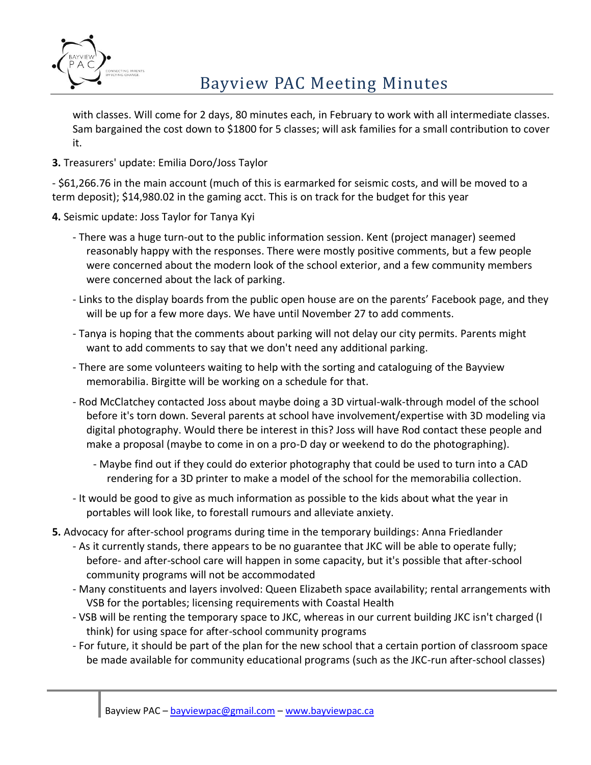with classes. Will come for 2 days, 80 minutes each, in February to work with all intermediate classes. Sam bargained the cost down to $1800 for 5 classes; will ask families for a small contribution to cover it.

**3.** Treasurers' update: Emilia Doro/Joss Taylor

- $61,266.76 in the main account (much of this is earmarked for seismic costs, and will be moved to a term deposit); $14,980.02 in the gaming acct. This is on track for the budget for this year

**4.** Seismic update: Joss Taylor for Tanya Kyi

- There was a huge turn-out to the public information session. Kent (project manager) seemed reasonably happy with the responses. There were mostly positive comments, but a few people were concerned about the modern look of the school exterior, and a few community members were concerned about the lack of parking.
- Links to the display boards from the public open house are on the parents' Facebook page, and they will be up for a few more days. We have until November 27 to add comments.
- Tanya is hoping that the comments about parking will not delay our city permits. Parents might want to add comments to say that we don't need any additional parking.
- There are some volunteers waiting to help with the sorting and cataloguing of the Bayview memorabilia. Birgitte will be working on a schedule for that.
- Rod McClatchey contacted Joss about maybe doing a 3D virtual-walk-through model of the school before it's torn down. Several parents at school have involvement/expertise with 3D modeling via digital photography. Would there be interest in this? Joss will have Rod contact these people and make a proposal (maybe to come in on a pro-D day or weekend to do the photographing).
  - Maybe find out if they could do exterior photography that could be used to turn into a CAD rendering for a 3D printer to make a model of the school for the memorabilia collection.
- It would be good to give as much information as possible to the kids about what the year in portables will look like, to forestall rumours and alleviate anxiety.

**5.** Advocacy for after-school programs during time in the temporary buildings: Anna Friedlander

- As it currently stands, there appears to be no guarantee that JKC will be able to operate fully; before- and after-school care will happen in some capacity, but it's possible that after-school community programs will not be accommodated
- Many constituents and layers involved: Queen Elizabeth space availability; rental arrangements with VSB for the portables; licensing requirements with Coastal Health
- VSB will be renting the temporary space to JKC, whereas in our current building JKC isn't charged (I think) for using space for after-school community programs
- For future, it should be part of the plan for the new school that a certain portion of classroom space be made available for community educational programs (such as the JKC-run after-school classes)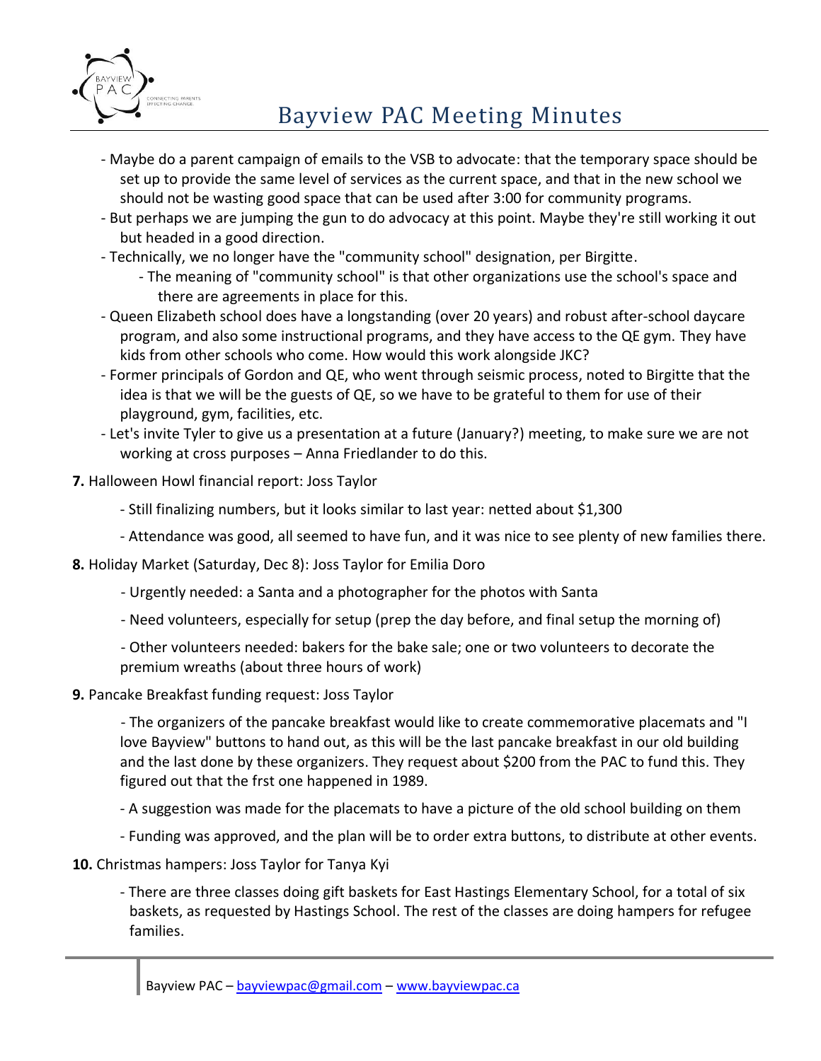- Maybe do a parent campaign of emails to the VSB to advocate: that the temporary space should be set up to provide the same level of services as the current space, and that in the new school we should not be wasting good space that can be used after 3:00 for community programs.
- But perhaps we are jumping the gun to do advocacy at this point. Maybe they're still working it out but headed in a good direction.
- Technically, we no longer have the "community school" designation, per Birgitte.
    - The meaning of "community school" is that other organizations use the school's space and there are agreements in place for this.
- Queen Elizabeth school does have a longstanding (over 20 years) and robust after-school daycare program, and also some instructional programs, and they have access to the QE gym. They have kids from other schools who come. How would this work alongside JKC?
- Former principals of Gordon and QE, who went through seismic process, noted to Birgitte that the idea is that we will be the guests of QE, so we have to be grateful to them for use of their playground, gym, facilities, etc.
- Let's invite Tyler to give us a presentation at a future (January?) meeting, to make sure we are not working at cross purposes – Anna Friedlander to do this.

**7.** Halloween Howl financial report: Joss Taylor

- Still finalizing numbers, but it looks similar to last year: netted about $1,300
- Attendance was good, all seemed to have fun, and it was nice to see plenty of new families there.

**8.** Holiday Market (Saturday, Dec 8): Joss Taylor for Emilia Doro

- Urgently needed: a Santa and a photographer for the photos with Santa
- Need volunteers, especially for setup (prep the day before, and final setup the morning of)
- Other volunteers needed: bakers for the bake sale; one or two volunteers to decorate the premium wreaths (about three hours of work)

**9.** Pancake Breakfast funding request: Joss Taylor

- The organizers of the pancake breakfast would like to create commemorative placemats and "I love Bayview" buttons to hand out, as this will be the last pancake breakfast in our old building and the last done by these organizers. They request about $200 from the PAC to fund this. They figured out that the frst one happened in 1989.
- A suggestion was made for the placemats to have a picture of the old school building on them
- Funding was approved, and the plan will be to order extra buttons, to distribute at other events.

**10.** Christmas hampers: Joss Taylor for Tanya Kyi

- There are three classes doing gift baskets for East Hastings Elementary School, for a total of six baskets, as requested by Hastings School. The rest of the classes are doing hampers for refugee families.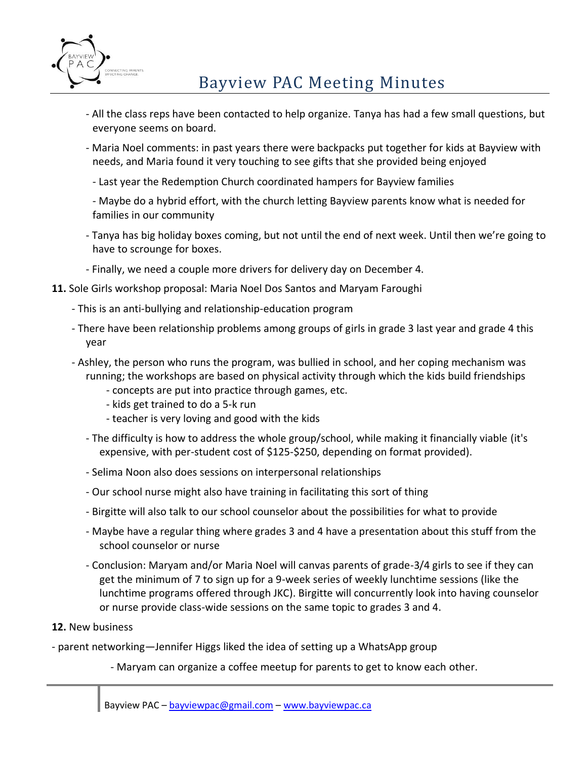- All the class reps have been contacted to help organize. Tanya has had a few small questions, but everyone seems on board.

- Maria Noel comments: in past years there were backpacks put together for kids at Bayview with needs, and Maria found it very touching to see gifts that she provided being enjoyed

  - Last year the Redemption Church coordinated hampers for Bayview families

  - Maybe do a hybrid effort, with the church letting Bayview parents know what is needed for families in our community

- Tanya has big holiday boxes coming, but not until the end of next week. Until then we're going to have to scrounge for boxes.

- Finally, we need a couple more drivers for delivery day on December 4.

**11.** Sole Girls workshop proposal: Maria Noel Dos Santos and Maryam Faroughi

- This is an anti-bullying and relationship-education program
- There have been relationship problems among groups of girls in grade 3 last year and grade 4 this year
- Ashley, the person who runs the program, was bullied in school, and her coping mechanism was running; the workshops are based on physical activity through which the kids build friendships
  - concepts are put into practice through games, etc.
  - kids get trained to do a 5-k run
  - teacher is very loving and good with the kids
- The difficulty is how to address the whole group/school, while making it financially viable (it's expensive, with per-student cost of $125-$250, depending on format provided).
- Selima Noon also does sessions on interpersonal relationships
- Our school nurse might also have training in facilitating this sort of thing
- Birgitte will also talk to our school counselor about the possibilities for what to provide
- Maybe have a regular thing where grades 3 and 4 have a presentation about this stuff from the school counselor or nurse
- Conclusion: Maryam and/or Maria Noel will canvas parents of grade-3/4 girls to see if they can get the minimum of 7 to sign up for a 9-week series of weekly lunchtime sessions (like the lunchtime programs offered through JKC). Birgitte will concurrently look into having counselor or nurse provide class-wide sessions on the same topic to grades 3 and 4.

**12.** New business

- parent networking—Jennifer Higgs liked the idea of setting up a WhatsApp group
  - Maryam can organize a coffee meetup for parents to get to know each other.